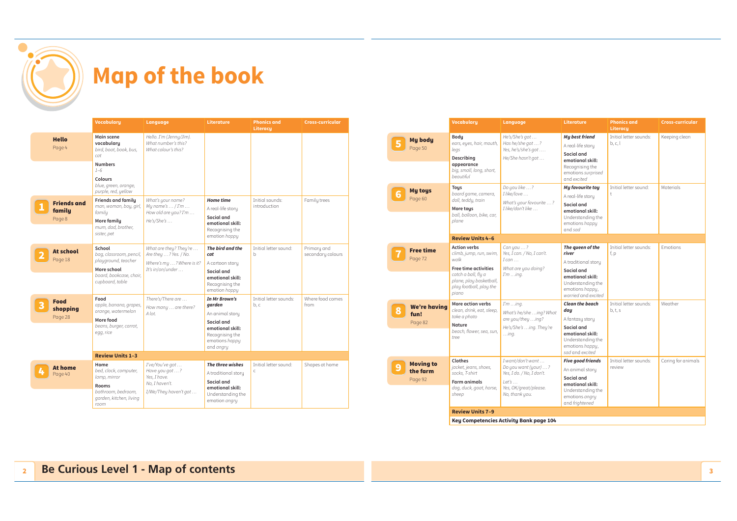# Map of the book

| | Vocabulary | Language | Literature | Phonics and Literacy | Cross-curricular |
|---|---|---|---|---|---|
| **Hello** Page 4 | **Main scene vocabulary** *bird, boat, book, bus, cat* **Numbers** *1–6* **Colours** *blue, green, orange, purple, red, yellow* | *Hello. I'm (Jenny/Jim). What number's this? What colour's this?* | | | |
| **1 Friends and family** Page 8 | **Friends and family** *man, woman, boy, girl, family* **More family** *mum, dad, brother, sister, pet* | *What's your name? My name's … / I'm … How old are you? I'm … He's/She's …* | ***Home time*** A real-life story **Social and emotional skill:** Recognising the emotion *happy* | Initial sounds: introduction | Family trees |
| **2 At school** Page 18 | **School** *bag, classroom, pencil, playground, teacher* **More school** *board, bookcase, chair, cupboard, table* | *What are they? They're … Are they …? Yes. / No. Where's my …? Where is it? It's in/on/under …* | ***The bird and the cat*** A cartoon story **Social and emotional skill:** Recognising the emotion *happy* | Initial letter sound: b | Primary and secondary colours |
| **3 Food shopping** Page 28 | **Food** *apple, banana, grapes, orange, watermelon* **More food** *beans, burger, carrot, egg, rice* | *There's/There are … How many … are there? A lot.* | ***In Mr Brown's garden*** An animal story **Social and emotional skill:** Recognising the emotions *happy* and *angry* | Initial letter sounds: b, c | Where food comes from |
| | **Review Units 1–3** | | | | |
| **4 At home** Page 40 | **Home** *bed, clock, computer, lamp, mirror* **Rooms** *bathroom, bedroom, garden, kitchen, living room* | *I've/You've got … Have you got …? Yes, I have. No, I haven't. I/We/They haven't got …* | ***The three wishes*** A traditional story **Social and emotional skill:** Understanding the emotion *angry* | Initial letter sound: c | Shapes at home |
| **5 My body** Page 50 | **Body** *ears, eyes, hair, mouth, legs* **Describing appearance** *big, small, long, short, beautiful* | *He's/She's got … Has he/she got …? Yes, he's/she's got …. He/She hasn't got …* | ***My best friend*** A real-life story **Social and emotional skill:** Recognising the emotions *surprised* and *excited* | Initial letter sounds: b, c, l | Keeping clean |
| **6 My toys** Page 60 | **Toys** *board game, camera, doll, teddy, train* **More toys** *ball, balloon, bike, car, plane* | *Do you like …? I like/love … What's your favourite …? I like/don't like …* | ***My favourite toy*** A real-life story **Social and emotional skill:** Understanding the emotions *happy* and *sad* | Initial letter sound: t | Materials |
| | **Review Units 4–6** | | | | |
| **7 Free time** Page 72 | **Action verbs** *climb, jump, run, swim, walk* **Free time activities** *catch a ball, fly a plane, play basketball, play football, play the piano* | *Can you …? Yes, I can. / No, I can't. I can … What are you doing? I'm …ing.* | ***The queen of the river*** A traditional story **Social and emotional skill:** Understanding the emotions *happy, worried* and *excited* | Initial letter sounds: f, p | Emotions |
| **8 We're having fun!** Page 82 | **More action verbs** *clean, drink, eat, sleep, take a photo* **Nature** *beach, flower, sea, sun, tree* | *I'm …ing. What's he/she …ing? What are you/they …ing? He's/She's …ing. They're …ing.* | ***Clean the beach day*** A fantasy story **Social and emotional skill:** Understanding the emotions *happy, sad* and *excited* | Initial letter sounds: b, t, s | Weather |
| **9 Moving to the farm** Page 92 | **Clothes** *jacket, jeans, shoes, socks, T-shirt* **Farm animals** *dog, duck, goat, horse, sheep* | *I want/don't want … Do you want (your) …? Yes, I do. / No, I don't. Let's … Yes, OK/great/please. No, thank you.* | ***Five good friends*** An animal story **Social and emotional skill:** Understanding the emotions *angry* and *frightened* | Initial letter sounds: review | Caring for animals |
| | **Review Units 7–9** | | | | |
| | **Key Competencies Activity Bank page 104** | | | | |

## Be Curious Level 1 - Map of contents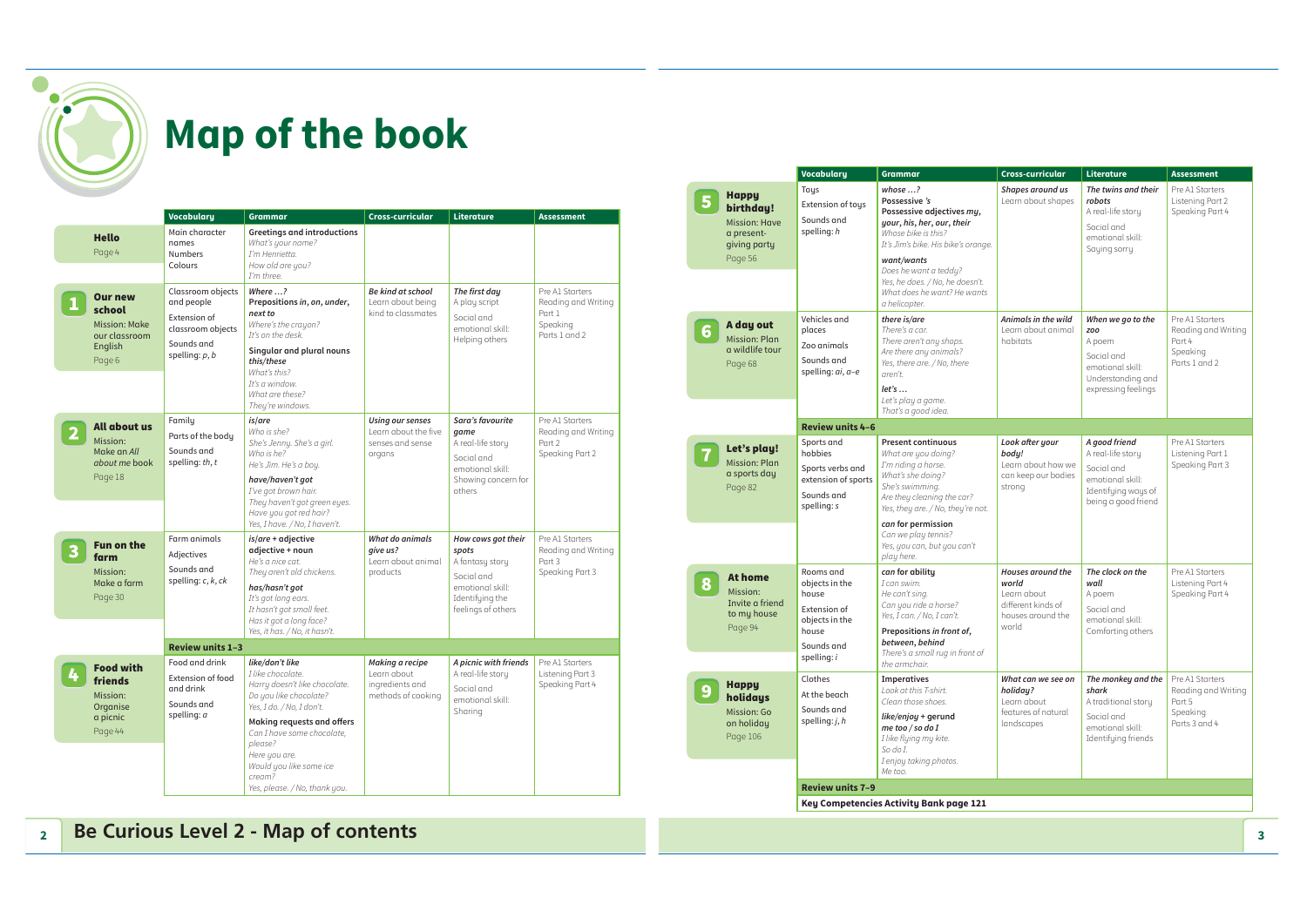# Map of the book

| | Vocabulary | Grammar | Cross-curricular | Literature | Assessment |
|---|---|---|---|---|---|
| **Hello** Page 4 | Main character names Numbers Colours | **Greetings and introductions** *What's your name? I'm Henrietta. How old are you? I'm three.* | | | |
| **1 Our new school** Mission: Make our classroom English Page 6 | Classroom objects and people Extension of classroom objects Sounds and spelling: *p, b* | **Where …? Prepositions *in, on, under, next to*** *Where's the crayon? It's on the desk.* **Singular and plural nouns *this/these*** *What's this? It's a window. What are these? They're windows.* | ***Be kind at school*** Learn about being kind to classmates | ***The first day*** A play script Social and emotional skill: Helping others | Pre A1 Starters Reading and Writing Part 1 Speaking Parts 1 and 2 |
| **2 All about us** Mission: Make an *All about me* book Page 18 | Family Parts of the body Sounds and spelling: *th, t* | ***is/are*** *Who is she? She's Jenny. She's a girl. Who is he? He's Jim. He's a boy.* ***have/haven't got*** *I've got brown hair. They haven't got green eyes. Have you got red hair? Yes, I have. / No, I haven't.* | ***Using our senses*** Learn about the five senses and sense organs | ***Sara's favourite game*** A real-life story Social and emotional skill: Showing concern for others | Pre A1 Starters Reading and Writing Part 2 Speaking Part 2 |
| **3 Fun on the farm** Mission: Make a farm Page 30 | Farm animals Adjectives Sounds and spelling: *c, k, ck* | ***is/are* + adjective adjective + noun** *He's a nice cat. They aren't old chickens.* ***has/hasn't got*** *It's got long ears. It hasn't got small feet. Has it got a long face? Yes, it has. / No, it hasn't.* | ***What do animals give us?*** Learn about animal products | ***How cows got their spots*** A fantasy story Social and emotional skill: Identifying the feelings of others | Pre A1 Starters Reading and Writing Part 3 Speaking Part 3 |
| | **Review units 1–3** | | | | |
| **4 Food with friends** Mission: Organise a picnic Page 44 | Food and drink Extension of food and drink Sounds and spelling: *a* | ***like/don't like*** *I like chocolate. Harry doesn't like chocolate. Do you like chocolate? Yes, I do. / No, I don't.* **Making requests and offers** *Can I have some chocolate, please? Here you are. Would you like some ice cream? Yes, please. / No, thank you.* | ***Making a recipe*** Learn about ingredients and methods of cooking | ***A picnic with friends*** A real-life story Social and emotional skill: Sharing | Pre A1 Starters Listening Part 3 Speaking Part 4 |
| **5 Happy birthday!** Mission: Have a present-giving party Page 56 | Toys Extension of toys Sounds and spelling: *h* | ***whose …?*** **Possessive *'s*** **Possessive adjectives *my, your, his, her, our, their*** *Whose bike is this? It's Jim's bike. His bike's orange.* ***want/wants*** *Does he want a teddy? Yes, he does. / No, he doesn't. What does he want? He wants a helicopter.* | ***Shapes around us*** Learn about shapes | ***The twins and their robots*** A real-life story Social and emotional skill: Saying sorry | Pre A1 Starters Listening Part 2 Speaking Part 4 |
| **6 A day out** Mission: Plan a wildlife tour Page 68 | Vehicles and places Zoo animals Sounds and spelling: *ai, a–e* | ***there is/are*** *There's a car. There aren't any shops. Are there any animals? Yes, there are. / No, there aren't.* ***let's …*** *Let's play a game. That's a good idea.* | ***Animals in the wild*** Learn about animal habitats | ***When we go to the zoo*** A poem Social and emotional skill: Understanding and expressing feelings | Pre A1 Starters Reading and Writing Part 4 Speaking Parts 1 and 2 |
| | **Review units 4–6** | | | | |
| **7 Let's play!** Mission: Plan a sports day Page 82 | Sports and hobbies Sports verbs and extension of sports Sounds and spelling: *s* | **Present continuous** *What are you doing? I'm riding a horse. What's she doing? She's swimming. Are they cleaning the car? Yes, they are. / No, they're not.* ***can* for permission** *Can we play tennis? Yes, you can, but you can't play here.* | ***Look after your body!*** Learn about how we can keep our bodies strong | ***A good friend*** A real-life story Social and emotional skill: Identifying ways of being a good friend | Pre A1 Starters Listening Part 1 Speaking Part 3 |
| **8 At home** Mission: Invite a friend to my house Page 94 | Rooms and objects in the house Extension of objects in the house Sounds and spelling: *i* | ***can* for ability** *I can swim. He can't sing. Can you ride a horse? Yes, I can. / No, I can't.* **Prepositions *in front of, between, behind*** *There's a small rug in front of the armchair.* | ***Houses around the world*** Learn about different kinds of houses around the world | ***The clock on the wall*** A poem Social and emotional skill: Comforting others | Pre A1 Starters Listening Part 4 Speaking Part 4 |
| **9 Happy holidays** Mission: Go on holiday Page 106 | Clothes At the beach Sounds and spelling: *j, h* | **Imperatives** *Look at this T-shirt. Clean those shoes.* ***like/enjoy* + gerund *me too / so do I*** *I like flying my kite. So do I. I enjoy taking photos. Me too.* | ***What can we see on holiday?*** Learn about features of natural landscapes | ***The monkey and the shark*** A traditional story Social and emotional skill: Identifying friends | Pre A1 Starters Reading and Writing Part 5 Speaking Parts 3 and 4 |
| | **Review units 7–9** | | | | |
| | **Key Competencies Activity Bank page 121** | | | | |

**Be Curious Level 2 - Map of contents**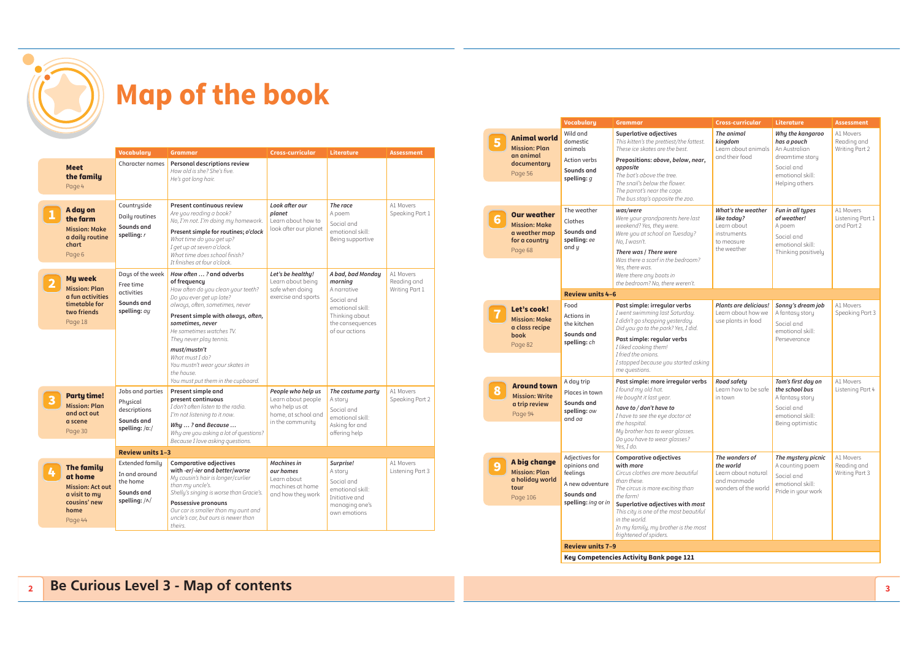# Map of the book

| | Vocabulary | Grammar | Cross-curricular | Literature | Assessment |
|---|---|---|---|---|---|
| **Meet the family** Page 4 | Character names | **Personal descriptions review** *How old is she? She's five. He's got long hair.* | | | |
| **1 A day on the farm** Mission: Make a daily routine chart Page 6 | Countryside<br>Daily routines<br>Sounds and spelling: *r* | **Present continuous review** *Are you reading a book? No, I'm not. I'm doing my homework.*<br>**Present simple for routines; *o'clock*** *What time do you get up? I get up at seven o'clock. What time does school finish? It finishes at four o'clock.* | ***Look after our planet*** Learn about how to look after our planet | ***The race*** A poem<br>Social and emotional skill: Being supportive | A1 Movers Speaking Part 1 |
| **2 My week** Mission: Plan a fun activities timetable for two friends Page 18 | Days of the week<br>Free time activities<br>Sounds and spelling: *ay* | ***How often … ?* and adverbs of frequency** *How often do you clean your teeth? Do you ever get up late? always, often, sometimes, never*<br>**Present simple with *always, often, sometimes, never*** *He sometimes watches TV. They never play tennis.*<br>***must/mustn't*** *What must I do? You mustn't wear your skates in the house. You must put them in the cupboard.* | ***Let's be healthy!*** Learn about being safe when doing exercise and sports | ***A bad, bad Monday morning*** A narrative<br>Social and emotional skill: Thinking about the consequences of our actions | A1 Movers Reading and Writing Part 1 |
| **3 Party time!** Mission: Plan and act out a scene Page 30 | Jobs and parties<br>Physical descriptions<br>Sounds and spelling: /ɑː/ | **Present simple and present continuous** *I don't often listen to the radio. I'm not listening to it now.*<br>***Why … ?* and *Because …*** *Why are you asking a lot of questions? Because I love asking questions.* | ***People who help us*** Learn about people who help us at home, at school and in the community | ***The costume party*** A story<br>Social and emotional skill: Asking for and offering help | A1 Movers Speaking Part 2 |
| | **Review units 1–3** | | | | |
| **4 The family at home** Mission: Act out a visit to my cousins' new home Page 44 | Extended family<br>In and around the home<br>Sounds and spelling: /ʌ/ | **Comparative adjectives with *-er/-ier* and *better/worse*** *My cousin's hair is longer/curlier than my uncle's. Shelly's singing is worse than Gracie's.*<br>**Possessive pronouns** *Our car is smaller than my aunt and uncle's car, but ours is newer than theirs.* | ***Machines in our homes*** Learn about machines at home and how they work | ***Surprise!*** A story<br>Social and emotional skill: Initiative and managing one's own emotions | A1 Movers Listening Part 3 |
| **5 Animal world** Mission: Plan an animal documentary Page 56 | Wild and domestic animals<br>Action verbs<br>Sounds and spelling: *g* | **Superlative adjectives** *This kitten's the prettiest/the fattest. These ice skates are the best.*<br>**Prepositions: *above, below, near, opposite*** *The bat's above the tree. The snail's below the flower. The parrot's near the cage. The bus stop's opposite the zoo.* | ***The animal kingdom*** Learn about animals and their food | ***Why the kangaroo has a pouch*** An Australian dreamtime story<br>Social and emotional skill: Helping others | A1 Movers Reading and Writing Part 2 |
| **6 Our weather** Mission: Make a weather map for a country Page 68 | The weather<br>Clothes<br>Sounds and spelling: *ee* and *y* | ***was/were*** *Were your grandparents here last weekend? Yes, they were. Were you at school on Tuesday? No, I wasn't.*<br>***There was / There were*** *Was there a scarf in the bedroom? Yes, there was. Were there any boots in the bedroom? No, there weren't.* | ***What's the weather like today?*** Learn about instruments to measure the weather | ***Fun in all types of weather!*** A poem<br>Social and emotional skill: Thinking positively | A1 Movers Listening Part 1 and Part 2 |
| | **Review units 4–6** | | | | |
| **7 Let's cook!** Mission: Make a class recipe book Page 82 | Food<br>Actions in the kitchen<br>Sounds and spelling: *ch* | **Past simple: irregular verbs** *I went swimming last Saturday. I didn't go shopping yesterday. Did you go to the park? Yes, I did.*<br>**Past simple: regular verbs** *I liked cooking them! I fried the onions. I stopped because you started asking me questions.* | ***Plants are delicious!*** Learn about how we use plants in food | ***Sonny's dream job*** A fantasy story<br>Social and emotional skill: Perseverance | A1 Movers Speaking Part 3 |
| **8 Around town** Mission: Write a trip review Page 94 | A day trip<br>Places in town<br>Sounds and spelling: *ow* and *oa* | **Past simple: more irregular verbs** *I found my old hat. He bought it last year.*<br>***have to / don't have to*** *I have to see the eye doctor at the hospital. My brother has to wear glasses. Do you have to wear glasses? Yes, I do.* | ***Road safety*** Learn how to be safe in town | ***Tom's first day on the school bus*** A fantasy story<br>Social and emotional skill: Being optimistic | A1 Movers Listening Part 4 |
| **9 A big change** Mission: Plan a holiday world tour Page 106 | Adjectives for opinions and feelings<br>A new adventure<br>Sounds and spelling: *ing* or *in* | **Comparative adjectives with *more*** *Circus clothes are more beautiful than these. The circus is more exciting than the farm!*<br>**Superlative adjectives with *most*** *This city is one of the most beautiful in the world. In my family, my brother is the most frightened of spiders.* | ***The wonders of the world*** Learn about natural and manmade wonders of the world | ***The mystery picnic*** A counting poem<br>Social and emotional skill: Pride in your work | A1 Movers Reading and Writing Part 3 |
| | **Review units 7–9** | | | | |
| | **Key Competencies Activity Bank page 121** | | | | |

## Be Curious Level 3 - Map of contents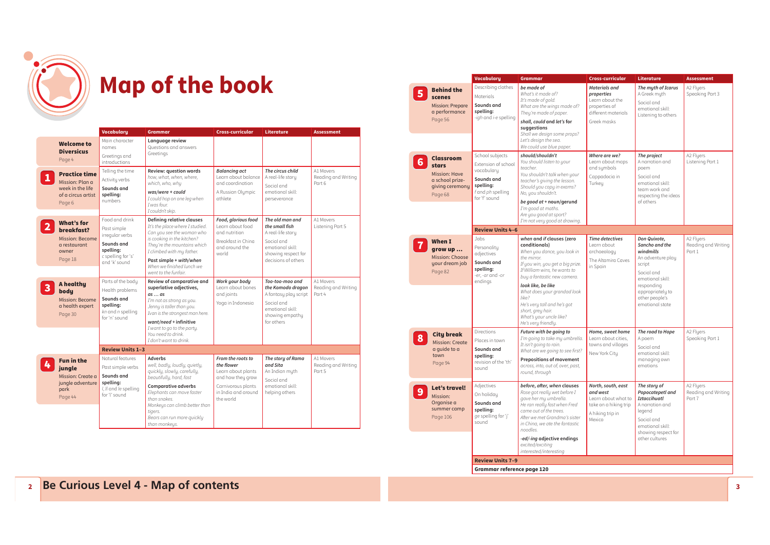# Map of the book

| | Vocabulary | Grammar | Cross-curricular | Literature | Assessment |
|---|---|---|---|---|---|
| **Welcome to Diversicus** Page 4 | Main character names<br>Greetings and introductions | **Language review**<br>Questions and answers<br>Greetings | | | |
| **1 Practice time** Mission: Plan a week in the life of a circus artist Page 6 | Telling the time<br>Activity verbs<br>**Sounds and spelling:** numbers | **Review: question words**<br>*how, what, when, where, which, who, why*<br>***was/were + could***<br>*I could hop on one leg when I was four.*<br>*I couldn't skip.* | ***Balancing act***<br>Learn about balance and coordination<br>A Russian Olympic athlete | ***The circus child***<br>A real-life story<br>Social and emotional skill: perseverance | A1 Movers Reading and Writing Part 6 |
| **2 What's for breakfast?** Mission: Become a restaurant owner Page 18 | Food and drink<br>Past simple irregular verbs<br>**Sounds and spelling:** c spelling for 's' and 'k' sound | **Defining relative clauses**<br>*It's the place where I studied.*<br>*Can you see the woman who is cooking in the kitchen?*<br>*They're the mountains which I climbed with my father.*<br>**Past simple + *with/when***<br>*When we finished lunch we went to the funfair.* | ***Food, glorious food***<br>Learn about food and nutrition<br>Breakfast in China and around the world | ***The old man and the small fish***<br>A real-life story<br>Social and emotional skill: showing respect for decisions of others | A1 Movers Listening Part 5 |
| **3 A healthy body** Mission: Become a health expert Page 30 | Parts of the body<br>Health problems<br>**Sounds and spelling:** *kn* and *n* spelling for 'n' sound | **Review of comparative and superlative adjectives, *as … as***<br>*I'm not as strong as you.*<br>*Jenny is taller than you.*<br>*Ivan is the strongest man here.*<br>***want/need* + infinitive**<br>*I want to go to the party.*<br>*You need to drink.*<br>*I don't want to drink.* | ***Work your body***<br>Learn about bones and joints<br>Yoga in Indonesia | ***Too-too-moo and the Komodo dragon***<br>A fantasy play script<br>Social and emotional skill: showing empathy for others | A1 Movers Reading and Writing Part 4 |
| | **Review Units 1–3** | | | | |
| **4 Fun in the jungle** Mission: Create a jungle adventure park Page 44 | Natural features<br>Past simple verbs<br>**Sounds and spelling:** *l, ll* and *le* spelling for 'l' sound | **Adverbs**<br>*well, badly, loudly, quietly, quickly, slowly, carefully, beautifully, hard, fast*<br>**Comparative adverbs**<br>*Elephants can move faster than snakes.*<br>*Monkeys can climb better than tigers.*<br>*Bears can run more quickly than monkeys.* | ***From the roots to the flower***<br>Learn about plants and how they grow<br>Carnivorous plants in India and around the world | ***The story of Rama and Sita***<br>An Indian myth<br>Social and emotional skill: helping others | A1 Movers Reading and Writing Part 5 |
| **5 Behind the scenes** Mission: Prepare a performance Page 56 | Describing clothes<br>Materials<br>**Sounds and spelling:** *-igh* and *i-e* spelling | ***be made of***<br>*What's it made of?*<br>*It's made of gold.*<br>*What are the wings made of?*<br>*They're made of paper.*<br>***shall, could* and *let's* for suggestions**<br>*Shall we design some props?*<br>*Let's design the sea.*<br>*We could use blue paper.* | ***Materials and properties***<br>Learn about the properties of different materials<br>Greek masks | ***The myth of Icarus***<br>A Greek myth<br>Social and emotional skill: Listening to others | A2 Flyers Speaking Part 3 |
| **6 Classroom stars** Mission: Have a school prize-giving ceremony Page 68 | School subjects<br>Extension of school vocabulary<br>**Sounds and spelling:** *f* and *ph* spelling for 'f' sound | ***should/shouldn't***<br>*You should listen to your teacher.*<br>*You shouldn't talk when your teacher's giving the lesson.*<br>*Should you copy in exams?*<br>*No, you shouldn't.*<br>***be good at* + noun/gerund**<br>*I'm good at maths.*<br>*Are you good at sport?*<br>*I'm not very good at drawing.* | ***Where are we?***<br>Learn about maps and symbols<br>Cappadocia in Turkey | ***The project***<br>A narration and poem<br>Social and emotional skill: team work and respecting the ideas of others | A2 Flyers Listening Part 1 |
| | **Review Units 4–6** | | | | |
| **7 When I grow up …** Mission: Choose your dream job Page 82 | Jobs<br>Personality adjectives<br>**Sounds and spelling:** *-er, -ar* and *-or* endings | ***when* and *if* clauses (zero conditionals)**<br>*When you dance, you look in the mirror.*<br>*If you win, you get a big prize.*<br>*If William wins, he wants to buy a fantastic new camera.*<br>***look like, be like***<br>*What does your grandad look like?*<br>*He's very tall and he's got short, grey hair.*<br>*What's your uncle like?*<br>*He's very friendly.* | ***Time detectives***<br>Learn about archaeology<br>The Altamira Caves in Spain | ***Don Quixote, Sancho and the windmills***<br>An adventure play script<br>Social and emotional skill: responding appropriately to other people's emotional state | A2 Flyers Reading and Writing Part 1 |
| **8 City break** Mission: Create a guide to a town Page 94 | Directions<br>Places in town<br>**Sounds and spelling:** revision of the 'th' sound | ***Future with be going to***<br>*I'm going to take my umbrella.*<br>*It isn't going to rain.*<br>*What are we going to see first?*<br>**Prepositions of movement**<br>*across, into, out of, over, past, round, through* | ***Home, sweet home***<br>Learn about cities, towns and villages<br>New York City | ***The road to Hope***<br>A poem<br>Social and emotional skill: managing own emotions | A2 Flyers Speaking Part 1 |
| **9 Let's travel!** Mission: Organise a summer camp Page 106 | Adjectives<br>On holiday<br>**Sounds and spelling:** *ge* spelling for 'j' sound | ***before, after, when* clauses**<br>*Rose got really wet before I gave her my umbrella.*<br>*He ran really fast when Fred came out of the trees.*<br>*After we met Grandma's sister in China, we ate the fantastic noodles.*<br>***-ed/-ing* adjective endings**<br>*excited/exciting*<br>*interested/interesting* | ***North, south, east and west***<br>Learn about what to take on a hiking trip<br>A hiking trip in Mexico | ***The story of Popocatepetl and Iztaccihuatl***<br>A narration and legend<br>Social and emotional skill: showing respect for other cultures | A2 Flyers Reading and Writing Part 7 |
| | **Review Units 7–9** | | | | |
| | **Grammar reference page 120** | | | | |

# Be Curious Level 4 - Map of contents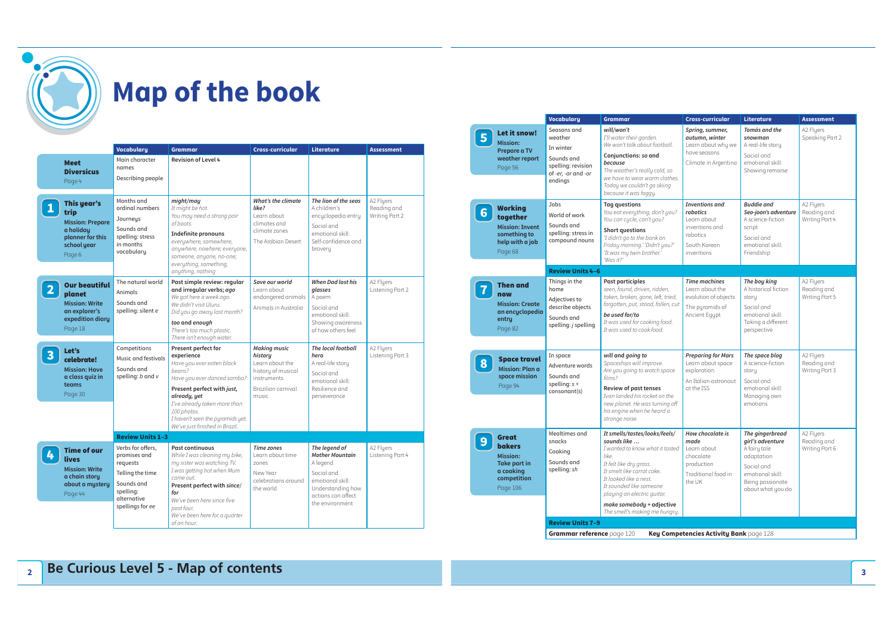# Map of the book

| | Vocabulary | Grammar | Cross-curricular | Literature | Assessment |
|---|---|---|---|---|---|
| **Meet Diversicus** Page 4 | Main character names<br>Describing people | **Revision of Level 4** | | | |
| **1 This year's trip** **Mission: Prepare a holiday planner for this school year** Page 6 | Months and ordinal numbers<br>Journeys<br>Sounds and spelling: stress in months vocabulary | **might/may**<br>*It might be hot.*<br>*You may need a strong pair of boots.*<br>**Indefinite pronouns**<br>*everywhere, anywhere, somewhere, anywhere, nowhere; everyone, someone, anyone, no-one; everything, something, anything, nothing* | ***What's the climate like?***<br>Learn about climates and climate zones<br>The Arabian Desert | ***The lion of the seas***<br>A children's encyclopedia entry<br>Social and emotional skill: Self-confidence and bravery | A2 Flyers Reading and Writing Part 2 |
| **2 Our beautiful planet** **Mission: Write an explorer's expedition diary** Page 18 | The natural world<br>Animals<br>Sounds and spelling: silent *e* | **Past simple review: regular and irregular verbs; *ago***<br>*We got here a week ago.*<br>*We didn't visit Uluru.*<br>*Did you go away last month?*<br>***too* and *enough***<br>*There's too much plastic.*<br>*There isn't enough water.* | ***Save our world***<br>Learn about endangered animals<br>Animals in Australia | ***When Dad lost his glasses***<br>A poem<br>Social and emotional skill: Showing awareness of how others feel | A2 Flyers Listening Part 2 |
| **3 Let's celebrate!** **Mission: Have a class quiz in teams** Page 30 | Competitions<br>Music and festivals<br>Sounds and spelling: *b* and *v* | **Present perfect for experience**<br>*Have you ever eaten black beans?*<br>*Have you ever danced samba?*<br>**Present perfect with *just, already, yet***<br>*I've already taken more than 100 photos.*<br>*I haven't seen the pyramids yet.*<br>*We've just finished in Brazil.* | ***Making music history***<br>Learn about the history of musical instruments<br>Brazilian carnival music | ***The local football hero***<br>A real-life story<br>Social and emotional skill: Resilience and perseverance | A2 Flyers Listening Part 3 |
| **Review Units 1–3** | | | | | |
| **4 Time of our lives** **Mission: Write a chain story about a mystery** Page 44 | Verbs for offers, promises and requests<br>Telling the time<br>Sounds and spelling: alternative spellings for *ee* | **Past continuous**<br>*While I was cleaning my bike, my sister was watching TV.*<br>*I was getting hot when Mum came out.*<br>**Present perfect with *since/for***<br>*We've been here since five past four.*<br>*We've been here for a quarter of an hour.* | ***Time zones***<br>Learn about time zones<br>New Year celebrations around the world | ***The legend of Mother Mountain***<br>A legend<br>Social and emotional skill: Understanding how actions can affect the environment | A2 Flyers Listening Part 4 |
| **5 Let it snow!** **Mission: Prepare a TV weather report** Page 56 | Seasons and weather<br>In winter<br>Sounds and spelling: revision of *-er*, *-ar* and *-or* endings | ***will/won't***<br>*I'll water their garden.*<br>*We won't talk about football.*<br>**Conjunctions: *so* and *because***<br>*The weather's really cold, so we have to wear warm clothes.*<br>*Today we couldn't go skiing because it was foggy.* | ***Spring, summer, autumn, winter***<br>Learn about why we have seasons<br>Climate in Argentina | ***Tomás and the snowman***<br>A real-life story<br>Social and emotional skill: Showing remorse | A2 Flyers Speaking Part 2 |
| **6 Working together** **Mission: Invent something to help with a job** Page 68 | Jobs<br>World of work<br>Sounds and spelling: stress in compound nouns | **Tag questions**<br>*You eat everything, don't you?*<br>*You can cycle, can't you?*<br>**Short questions**<br>*'I didn't go to the bank on Friday morning.' 'Didn't you?'*<br>*'It was my twin brother.' 'Was it?'* | ***Inventions and robotics***<br>Learn about inventions and robotics<br>South Korean inventions | ***Buddie and Seo-joon's adventure***<br>A science-fiction script<br>Social and emotional skill: Friendship | A2 Flyers Reading and Writing Part 4 |
| **Review Units 4–6** | | | | | |
| **7 Then and now** **Mission: Create an encyclopedia entry** Page 82 | Things in the home<br>Adjectives to describe objects<br>Sounds and spelling: *j* spelling | **Past participles**<br>*seen, found, driven, ridden, taken, broken, gone, left, tried, forgotten, put, stood, fallen, cut*<br>***be used for/to***<br>*It was used for cooking food.*<br>*It was used to cook food.* | ***Time machines***<br>Learn about the evolution of objects<br>The pyramids of Ancient Egypt | ***The boy king***<br>A historical fiction story<br>Social and emotional skill: Taking a different perspective | A2 Flyers Reading and Writing Part 5 |
| **8 Space travel** **Mission: Plan a space mission** Page 94 | In space<br>Adventure words<br>Sounds and spelling: *s* + consonant(s) | ***will* and *going to***<br>*Spaceships will improve.*<br>*Are you going to watch space films?*<br>**Review of past tenses**<br>*Ivan landed his rocket on the new planet. He was turning off his engine when he heard a strange noise.* | ***Preparing for Mars***<br>Learn about space exploration<br>An Italian astronaut at the ISS | ***The space blog***<br>A science-fiction story<br>Social and emotional skill: Managing own emotions | A2 Flyers Reading and Writing Part 3 |
| **9 Great bakers** **Mission: Take part in a cooking competition** Page 106 | Mealtimes and snacks<br>Cooking<br>Sounds and spelling: *sh* | ***It smells/tastes/looks/feels/sounds like …***<br>*I wanted to know what it tasted like.*<br>*It felt like dry grass.*<br>*It smelt like carrot cake.*<br>*It looked like a nest.*<br>*It sounded like someone playing an electric guitar.*<br>***make somebody* + adjective**<br>*The smell's making me hungry.* | ***How chocolate is made***<br>Learn about chocolate production<br>Traditional food in the UK | ***The gingerbread girl's adventure***<br>A fairy tale adaptation<br>Social and emotional skill: Being passionate about what you do | A2 Flyers Reading and Writing Part 6 |
| **Review Units 7–9** | | | | | |

**Grammar reference** page 120 **Key Competencies Activity Bank** page 128

## Be Curious Level 5 - Map of contents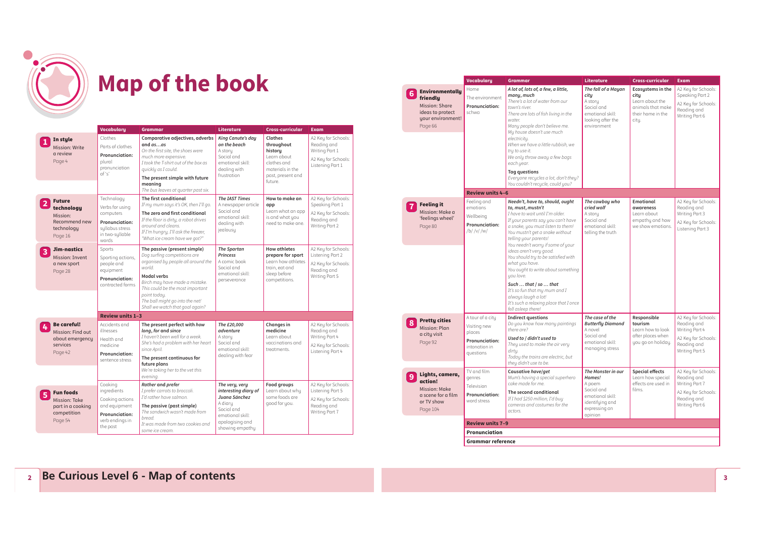# Map of the book

| | Vocabulary | Grammar | Literature | Cross-curricular | Exam |
|---|---|---|---|---|---|
| **1 In style** Mission: Write a review Page 4 | Clothes<br>Parts of clothes<br>**Pronunciation:** plural pronunciation of 's' | **Comparative adjectives, adverbs and as…as**<br>*On the first site, the shoes were much more expensive.*<br>*I took the T-shirt out of the box as quickly as I could.*<br>**The present simple with future meaning**<br>*The bus leaves at quarter past six.* | ***King Canute's day on the beach***<br>A story<br>Social and emotional skill: dealing with frustration | **Clothes throughout history**<br>Learn about clothes and materials in the past, present and future. | A2 Key for Schools: Reading and Writing Part 1<br>A2 Key for Schools: Listening Part 1 |
| **2 Future technology** Mission: Recommend new technology Page 16 | Technology<br>Verbs for using computers<br>**Pronunciation:** syllabus stress in two-syllable words | **The first conditional**<br>*If my mum says it's OK, then I'll go.*<br>**The zero and first conditional**<br>*If the floor is dirty, a robot drives around and cleans.*<br>*If I'm hungry, I'll ask the freezer, "What ice cream have we got?"* | ***The IAST Times***<br>A newspaper article<br>Social and emotional skill: dealing with jealousy | **How to make an app**<br>Learn what an app is and what you need to make one. | A2 Key for Schools: Speaking Part 1<br>A2 Key for Schools: Reading and Writing Part 2 |
| **3 Jim-nastics** Mission: Invent a new sport Page 28 | Sports<br>Sporting actions, people and equipment<br>**Pronunciation:** contracted forms | **The passive (present simple)**<br>*Dog surfing competitions are organised by people all around the world.*<br>**Modal verbs**<br>*Birch may have made a mistake.*<br>*This could be the most important point today.*<br>*The ball might go into the net!*<br>*Shall we watch that goal again?* | ***The Spartan Princess***<br>A comic book<br>Social and emotional skill: perseverance | **How athletes prepare for sport**<br>Learn how athletes train, eat and sleep before competitions. | A2 Key for Schools: Listening Part 2<br>A2 Key for Schools: Reading and Writing Part 5 |
| | **Review units 1–3** | | | | |
| **4 Be careful!** Mission: Find out about emergency services Page 42 | Accidents and illnesses<br>Health and medicine<br>**Pronunciation:** sentence stress | **The present perfect with how long, for and since**<br>*I haven't been well for a week.*<br>*She's had a problem with her heart since April.*<br>**The present continuous for future plans**<br>*We're taking her to the vet this evening.* | ***The £20,000 adventure***<br>A story<br>Social and emotional skill: dealing with fear | **Changes in medicine**<br>Learn about vaccinations and treatments. | A2 Key for Schools: Reading and Writing Part 4<br>A2 Key for Schools: Listening Part 4 |
| **5 Fun foods** Mission: Take part in a cooking competition Page 54 | Cooking ingredients<br>Cooking actions and equipment<br>**Pronunciation:** verb endings in the past | ***Rather* and *prefer***<br>*I prefer carrots to broccoli.*<br>*I'd rather have salmon.*<br>**The passive (past simple)**<br>*The sandwich wasn't made from bread.*<br>*It was made from two cookies and some ice cream.* | ***The very, very interesting diary of Juana Sánchez***<br>A diary<br>Social and emotional skill: apologising and showing empathy | **Food groups**<br>Learn about why some foods are good for you. | A2 Key for Schools: Listening Part 5<br>A2 Key for Schools: Reading and Writing Part 7 |
| **6 Environmentally friendly** Mission: Share ideas to protect your environment! Page 66 | Home<br>The environment<br>**Pronunciation:** schwa | ***A lot of, lots of, a few, a little, many, much***<br>*There's a lot of water from our town's river.*<br>*There are lots of fish living in the water.*<br>*Many people don't believe me.*<br>*My house doesn't use much electricity.*<br>*When we have a little rubbish, we try to use it.*<br>*We only throw away a few bags each year.*<br>**Tag questions**<br>*Everyone recycles a lot, don't they?*<br>*You couldn't recycle, could you?* | ***The fall of a Mayan city***<br>A story<br>Social and emotional skill: looking after the environment | **Ecosystems in the city**<br>Learn about the animals that make their home in the city. | A2 Key for Schools: Speaking Part 2<br>A2 Key for Schools: Reading and Writing Part 6 |
| | **Review units 4–6** | | | | |
| **7 Feeling it** Mission: Make a 'feelings wheel' Page 80 | Feeling and emotions<br>Wellbeing<br>**Pronunciation:** /b/ /v/ /w/ | ***Needn't, have to, should, ought to, must, mustn't***<br>*I have to wait until I'm older.*<br>*If your parents say you can't have a snake, you must listen to them!*<br>*You mustn't get a snake without telling your parents!*<br>*You needn't worry if some of your ideas aren't very good.*<br>*You should try to be satisfied with what you have.*<br>*You ought to write about something you love.*<br>***Such … that / so … that***<br>*It's so fun that my mum and I always laugh a lot!*<br>*It's such a relaxing place that I once fell asleep there!* | ***The cowboy who cried wolf***<br>A story<br>Social and emotional skill: telling the truth | **Emotional awareness**<br>Learn about empathy and how we show emotions. | A2 Key for Schools: Reading and Writing Part 3<br>A2 Key for Schools: Listening Part 3 |
| **8 Pretty cities** Mission: Plan a city visit Page 92 | A tour of a city<br>Visiting new places<br>**Pronunciation:** intonation in questions | **Indirect questions**<br>*Do you know how many paintings there are?*<br>***Used to / didn't used to***<br>*They used to make the air very dirty.*<br>*Today the trains are electric, but they didn't use to be.* | ***The case of the Butterfly Diamond***<br>A novel<br>Social and emotional skill: managing stress | **Responsible tourism**<br>Learn how to look after places when you go on holiday. | A2 Key for Schools: Reading and Writing Part 4<br>A2 Key for Schools: Reading and Writing Part 5 |
| **9 Lights, camera, action!** Mission: Make a scene for a film or TV show Page 104 | TV and film genres<br>Television<br>**Pronunciation:** word stress | **Causative *have/get***<br>*Mum's having a special superhero cake made for me.*<br>**The second conditional**<br>*If I had $250 million, I'd buy cameras and costumes for the actors.* | ***The Monster in our Homes!***<br>A poem<br>Social and emotional skill: identifying and expressing an opinion | **Special effects**<br>Learn how special effects are used in films. | A2 Key for Schools: Reading and Writing Part 7<br>A2 Key for Schools: Reading and Writing Part 6 |
| | **Review units 7–9** | | | | |
| | **Pronunciation** | | | | |
| | **Grammar reference** | | | | |

## Be Curious Level 6 - Map of contents